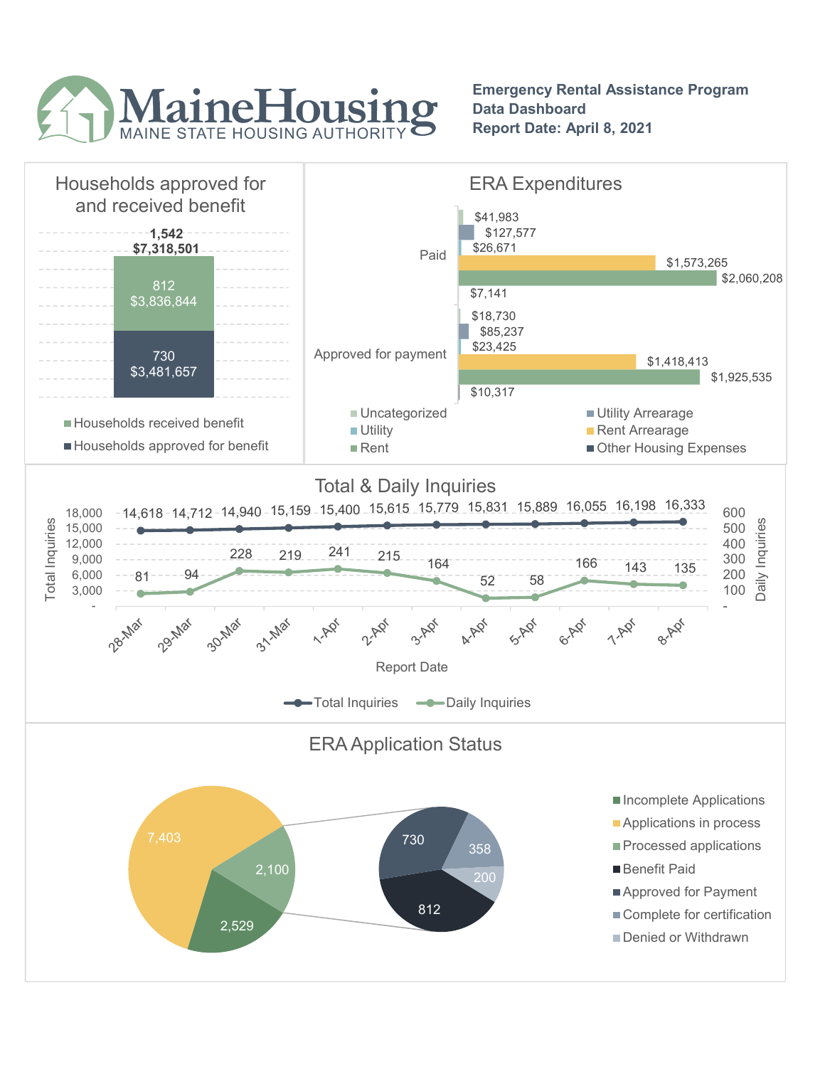# MaineHousing

MAINE STATE HOUSING AUTHORITY

**Emergency Rental Assistance Program**
**Data Dashboard**
**Report Date: April 8, 2021**

## Households approved for and received benefit

**1,542**
**$7,318,501**

| Category | Households | Amount |
|---|---|---|
| Households received benefit | 812 | $3,836,844 |
| Households approved for benefit | 730 | $3,481,657 |

## ERA Expenditures

| Category | Paid | Approved for payment |
|---|---|---|
| Uncategorized | $41,983 | $18,730 |
| Utility Arrearage | $127,577 | $85,237 |
| Utility | $26,671 | $23,425 |
| Rent Arrearage | $1,573,265 | $1,418,413 |
| Rent | $2,060,208 | $1,925,535 |
| Other Housing Expenses | $7,141 | $10,317 |

## Total & Daily Inquiries

| Report Date | Total Inquiries | Daily Inquiries |
|---|---|---|
| 28-Mar | 14,618 | 81 |
| 29-Mar | 14,712 | 94 |
| 30-Mar | 14,940 | 228 |
| 31-Mar | 15,159 | 219 |
| 1-Apr | 15,400 | 241 |
| 2-Apr | 15,615 | 215 |
| 3-Apr | 15,779 | 164 |
| 4-Apr | 15,831 | 52 |
| 5-Apr | 15,889 | 58 |
| 6-Apr | 16,055 | 166 |
| 7-Apr | 16,198 | 143 |
| 8-Apr | 16,333 | 135 |

## ERA Application Status

| Status | Count |
|---|---|
| Incomplete Applications | 2,529 |
| Applications in process | 7,403 |
| Processed applications | 2,100 |
| Benefit Paid | 812 |
| Approved for Payment | 730 |
| Complete for certification | 358 |
| Denied or Withdrawn | 200 |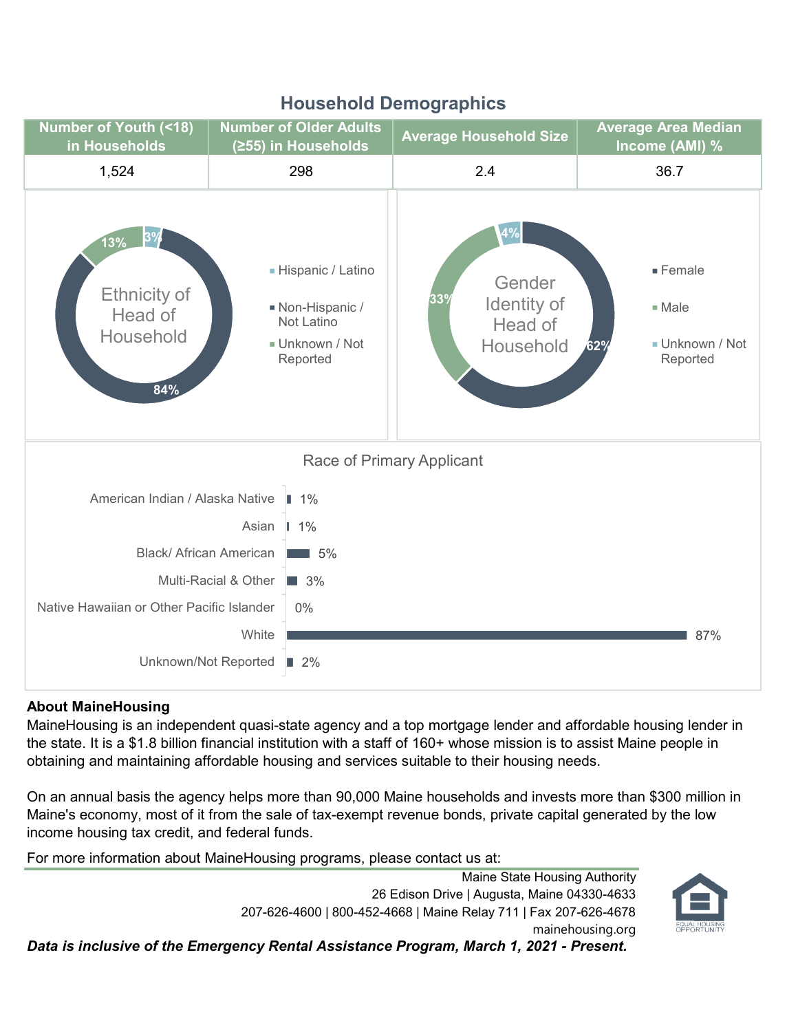## Household Demographics

| Number of Youth (<18) in Households | Number of Older Adults (≥55) in Households | Average Household Size | Average Area Median Income (AMI) % |
|---|---|---|---|
| 1,524 | 298 | 2.4 | 36.7 |

Ethnicity of Head of Household

- Hispanic / Latino
- Non-Hispanic / Not Latino
- Unknown / Not Reported

3%
84%
13%

Gender Identity of Head of Household

- Female
- Male
- Unknown / Not Reported

4%
62%
33%

Race of Primary Applicant

American Indian / Alaska Native 1%
Asian 1%
Black/ African American 5%
Multi-Racial & Other 3%
Native Hawaiian or Other Pacific Islander 0%
White 87%
Unknown/Not Reported 2%

**About MaineHousing**

MaineHousing is an independent quasi-state agency and a top mortgage lender and affordable housing lender in the state. It is a $1.8 billion financial institution with a staff of 160+ whose mission is to assist Maine people in obtaining and maintaining affordable housing and services suitable to their housing needs.

On an annual basis the agency helps more than 90,000 Maine households and invests more than $300 million in Maine's economy, most of it from the sale of tax-exempt revenue bonds, private capital generated by the low income housing tax credit, and federal funds.

For more information about MaineHousing programs, please contact us at:

Maine State Housing Authority
26 Edison Drive | Augusta, Maine 04330-4633
207-626-4600 | 800-452-4668 | Maine Relay 711 | Fax 207-626-4678
mainehousing.org

EQUAL HOUSING OPPORTUNITY

***Data is inclusive of the Emergency Rental Assistance Program, March 1, 2021 - Present.***